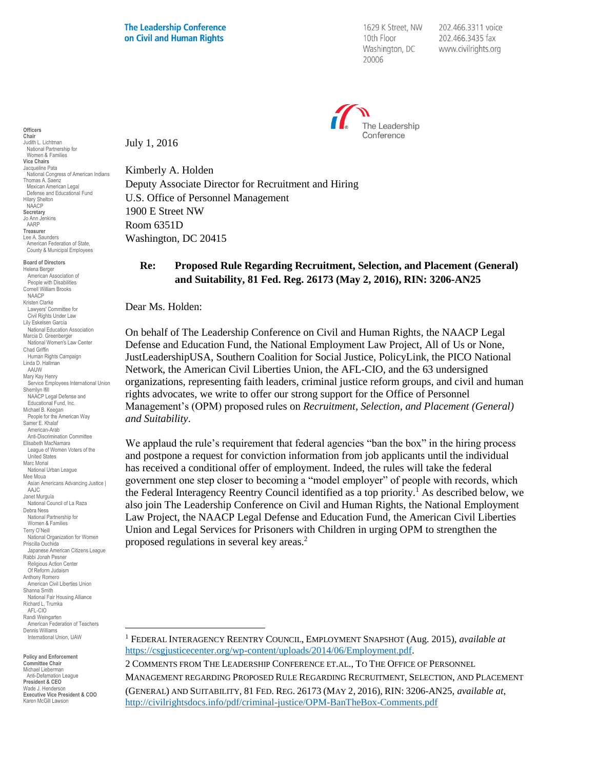**The Leadership Conference on Civil and Human Rights**

1629 K Street, NW
10th Floor
Washington, DC
20006

202.466.3311 voice
202.466.3435 fax
www.civilrights.org

**Officers**
**Chair**
Judith L. Lichtman
National Partnership for Women & Families
**Vice Chairs**
Jacqueline Pata
National Congress of American Indians
Thomas A. Saenz
Mexican American Legal Defense and Educational Fund
Hilary Shelton
NAACP
**Secretary**
Jo Ann Jenkins
AARP
**Treasurer**
Lee A. Saunders
American Federation of State, County & Municipal Employees

**Board of Directors**
Helena Berger
American Association of People with Disabilities
Cornell William Brooks
NAACP
Kristen Clarke
Lawyers' Committee for Civil Rights Under Law
Lily Eskelsen García
National Education Association
Marcia D. Greenberger
National Women's Law Center
Chad Griffin
Human Rights Campaign
Linda D. Hallman
AAUW
Mary Kay Henry
Service Employees International Union
Sherrilyn Ifill
NAACP Legal Defense and Educational Fund, Inc.
Michael B. Keegan
People for the American Way
Samer E. Khalaf
American-Arab Anti-Discrimination Committee
Elisabeth MacNamara
League of Women Voters of the United States
Marc Morial
National Urban League
Mee Moua
Asian Americans Advancing Justice | AAJC
Janet Murguía
National Council of La Raza
Debra Ness
National Partnership for Women & Families
Terry O'Neill
National Organization for Women
Priscilla Ouchida
Japanese American Citizens League
Rabbi Jonah Pesner
Religious Action Center Of Reform Judaism
Anthony Romero
American Civil Liberties Union
Shanna Smith
National Fair Housing Alliance
Richard L. Trumka
AFL-CIO
Randi Weingarten
American Federation of Teachers
Dennis Williams
International Union, UAW

**Policy and Enforcement Committee Chair**
Michael Lieberman
Anti-Defamation League
**President & CEO**
Wade J. Henderson
**Executive Vice President & COO**
Karen McGill Lawson

July 1, 2016

Kimberly A. Holden
Deputy Associate Director for Recruitment and Hiring
U.S. Office of Personnel Management
1900 E Street NW
Room 6351D
Washington, DC 20415

**Re: Proposed Rule Regarding Recruitment, Selection, and Placement (General) and Suitability, 81 Fed. Reg. 26173 (May 2, 2016), RIN: 3206-AN25**

Dear Ms. Holden:

On behalf of The Leadership Conference on Civil and Human Rights, the NAACP Legal Defense and Education Fund, the National Employment Law Project, All of Us or None, JustLeadershipUSA, Southern Coalition for Social Justice, PolicyLink, the PICO National Network, the American Civil Liberties Union, the AFL-CIO, and the 63 undersigned organizations, representing faith leaders, criminal justice reform groups, and civil and human rights advocates, we write to offer our strong support for the Office of Personnel Management's (OPM) proposed rules on *Recruitment, Selection, and Placement (General) and Suitability*.

We applaud the rule's requirement that federal agencies "ban the box" in the hiring process and postpone a request for conviction information from job applicants until the individual has received a conditional offer of employment. Indeed, the rules will take the federal government one step closer to becoming a "model employer" of people with records, which the Federal Interagency Reentry Council identified as a top priority.[1] As described below, we also join The Leadership Conference on Civil and Human Rights, the National Employment Law Project, the NAACP Legal Defense and Education Fund, the American Civil Liberties Union and Legal Services for Prisoners with Children in urging OPM to strengthen the proposed regulations in several key areas.[2]

---

[1] FEDERAL INTERAGENCY REENTRY COUNCIL, EMPLOYMENT SNAPSHOT (Aug. 2015), *available at* https://csgjusticecenter.org/wp-content/uploads/2014/06/Employment.pdf.

2 COMMENTS FROM THE LEADERSHIP CONFERENCE ET.AL., TO THE OFFICE OF PERSONNEL MANAGEMENT REGARDING PROPOSED RULE REGARDING RECRUITMENT, SELECTION, AND PLACEMENT (GENERAL) AND SUITABILITY, 81 FED. REG. 26173 (MAY 2, 2016), RIN: 3206-AN25, *available at*, http://civilrightsdocs.info/pdf/criminal-justice/OPM-BanTheBox-Comments.pdf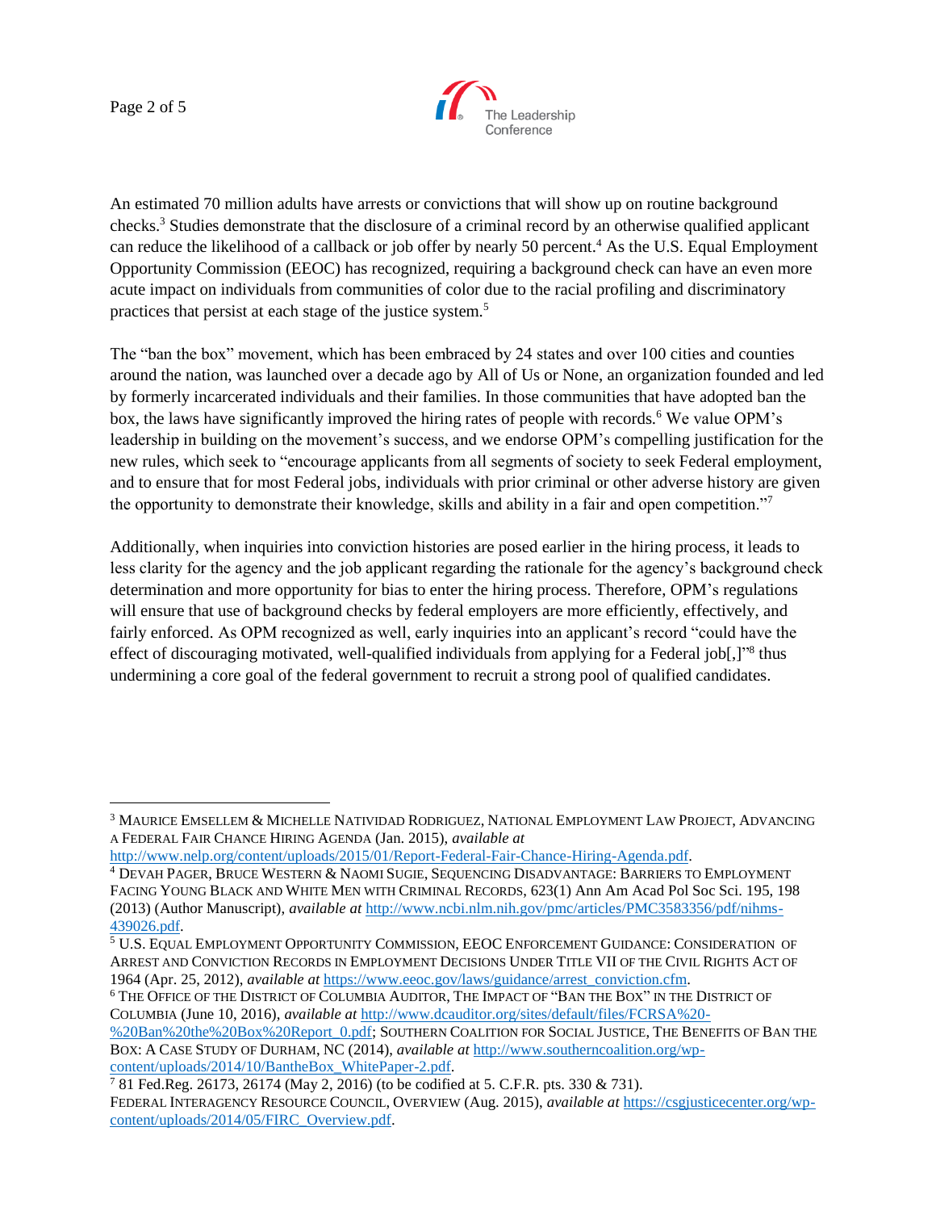An estimated 70 million adults have arrests or convictions that will show up on routine background checks.[3] Studies demonstrate that the disclosure of a criminal record by an otherwise qualified applicant can reduce the likelihood of a callback or job offer by nearly 50 percent.[4] As the U.S. Equal Employment Opportunity Commission (EEOC) has recognized, requiring a background check can have an even more acute impact on individuals from communities of color due to the racial profiling and discriminatory practices that persist at each stage of the justice system.[5]

The "ban the box" movement, which has been embraced by 24 states and over 100 cities and counties around the nation, was launched over a decade ago by All of Us or None, an organization founded and led by formerly incarcerated individuals and their families. In those communities that have adopted ban the box, the laws have significantly improved the hiring rates of people with records.[6] We value OPM's leadership in building on the movement's success, and we endorse OPM's compelling justification for the new rules, which seek to "encourage applicants from all segments of society to seek Federal employment, and to ensure that for most Federal jobs, individuals with prior criminal or other adverse history are given the opportunity to demonstrate their knowledge, skills and ability in a fair and open competition."[7]

Additionally, when inquiries into conviction histories are posed earlier in the hiring process, it leads to less clarity for the agency and the job applicant regarding the rationale for the agency's background check determination and more opportunity for bias to enter the hiring process. Therefore, OPM's regulations will ensure that use of background checks by federal employers are more efficiently, effectively, and fairly enforced. As OPM recognized as well, early inquiries into an applicant's record "could have the effect of discouraging motivated, well-qualified individuals from applying for a Federal job[,]"[8] thus undermining a core goal of the federal government to recruit a strong pool of qualified candidates.

---

[3] MAURICE EMSELLEM & MICHELLE NATIVIDAD RODRIGUEZ, NATIONAL EMPLOYMENT LAW PROJECT, ADVANCING A FEDERAL FAIR CHANCE HIRING AGENDA (Jan. 2015), *available at* http://www.nelp.org/content/uploads/2015/01/Report-Federal-Fair-Chance-Hiring-Agenda.pdf.

[4] DEVAH PAGER, BRUCE WESTERN & NAOMI SUGIE, SEQUENCING DISADVANTAGE: BARRIERS TO EMPLOYMENT FACING YOUNG BLACK AND WHITE MEN WITH CRIMINAL RECORDS, 623(1) Ann Am Acad Pol Soc Sci. 195, 198 (2013) (Author Manuscript), *available at* http://www.ncbi.nlm.nih.gov/pmc/articles/PMC3583356/pdf/nihms-439026.pdf.

[5] U.S. EQUAL EMPLOYMENT OPPORTUNITY COMMISSION, EEOC ENFORCEMENT GUIDANCE: CONSIDERATION OF ARREST AND CONVICTION RECORDS IN EMPLOYMENT DECISIONS UNDER TITLE VII OF THE CIVIL RIGHTS ACT OF 1964 (Apr. 25, 2012), *available at* https://www.eeoc.gov/laws/guidance/arrest_conviction.cfm.

[6] THE OFFICE OF THE DISTRICT OF COLUMBIA AUDITOR, THE IMPACT OF "BAN THE BOX" IN THE DISTRICT OF COLUMBIA (June 10, 2016), *available at* http://www.dcauditor.org/sites/default/files/FCRSA%20-%20Ban%20the%20Box%20Report_0.pdf; SOUTHERN COALITION FOR SOCIAL JUSTICE, THE BENEFITS OF BAN THE BOX: A CASE STUDY OF DURHAM, NC (2014), *available at* http://www.southerncoalition.org/wp-content/uploads/2014/10/BantheBox_WhitePaper-2.pdf.

[7] 81 Fed.Reg. 26173, 26174 (May 2, 2016) (to be codified at 5. C.F.R. pts. 330 & 731).

FEDERAL INTERAGENCY RESOURCE COUNCIL, OVERVIEW (Aug. 2015), *available at* https://csgjusticecenter.org/wp-content/uploads/2014/05/FIRC_Overview.pdf.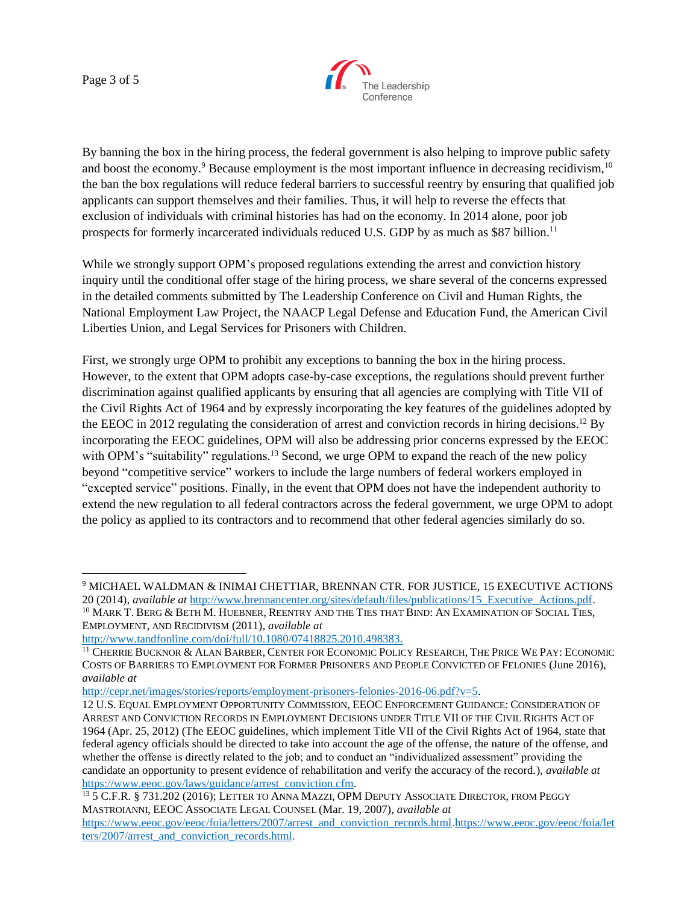By banning the box in the hiring process, the federal government is also helping to improve public safety and boost the economy.[9] Because employment is the most important influence in decreasing recidivism,[10] the ban the box regulations will reduce federal barriers to successful reentry by ensuring that qualified job applicants can support themselves and their families. Thus, it will help to reverse the effects that exclusion of individuals with criminal histories has had on the economy. In 2014 alone, poor job prospects for formerly incarcerated individuals reduced U.S. GDP by as much as $87 billion.[11]

While we strongly support OPM's proposed regulations extending the arrest and conviction history inquiry until the conditional offer stage of the hiring process, we share several of the concerns expressed in the detailed comments submitted by The Leadership Conference on Civil and Human Rights, the National Employment Law Project, the NAACP Legal Defense and Education Fund, the American Civil Liberties Union, and Legal Services for Prisoners with Children.

First, we strongly urge OPM to prohibit any exceptions to banning the box in the hiring process. However, to the extent that OPM adopts case-by-case exceptions, the regulations should prevent further discrimination against qualified applicants by ensuring that all agencies are complying with Title VII of the Civil Rights Act of 1964 and by expressly incorporating the key features of the guidelines adopted by the EEOC in 2012 regulating the consideration of arrest and conviction records in hiring decisions.[12] By incorporating the EEOC guidelines, OPM will also be addressing prior concerns expressed by the EEOC with OPM's "suitability" regulations.[13] Second, we urge OPM to expand the reach of the new policy beyond "competitive service" workers to include the large numbers of federal workers employed in "excepted service" positions. Finally, in the event that OPM does not have the independent authority to extend the new regulation to all federal contractors across the federal government, we urge OPM to adopt the policy as applied to its contractors and to recommend that other federal agencies similarly do so.

---

[9] MICHAEL WALDMAN & INIMAI CHETTIAR, BRENNAN CTR. FOR JUSTICE, 15 EXECUTIVE ACTIONS 20 (2014), *available at* http://www.brennancenter.org/sites/default/files/publications/15_Executive_Actions.pdf.

[10] MARK T. BERG & BETH M. HUEBNER, REENTRY AND THE TIES THAT BIND: AN EXAMINATION OF SOCIAL TIES, EMPLOYMENT, AND RECIDIVISM (2011), *available at* http://www.tandfonline.com/doi/full/10.1080/07418825.2010.498383.

[11] CHERRIE BUCKNOR & ALAN BARBER, CENTER FOR ECONOMIC POLICY RESEARCH, THE PRICE WE PAY: ECONOMIC COSTS OF BARRIERS TO EMPLOYMENT FOR FORMER PRISONERS AND PEOPLE CONVICTED OF FELONIES (June 2016), *available at* http://cepr.net/images/stories/reports/employment-prisoners-felonies-2016-06.pdf?v=5.

12 U.S. EQUAL EMPLOYMENT OPPORTUNITY COMMISSION, EEOC ENFORCEMENT GUIDANCE: CONSIDERATION OF ARREST AND CONVICTION RECORDS IN EMPLOYMENT DECISIONS UNDER TITLE VII OF THE CIVIL RIGHTS ACT OF 1964 (Apr. 25, 2012) (The EEOC guidelines, which implement Title VII of the Civil Rights Act of 1964, state that federal agency officials should be directed to take into account the age of the offense, the nature of the offense, and whether the offense is directly related to the job; and to conduct an "individualized assessment" providing the candidate an opportunity to present evidence of rehabilitation and verify the accuracy of the record.), *available at* https://www.eeoc.gov/laws/guidance/arrest_conviction.cfm.

[13] 5 C.F.R. § 731.202 (2016); LETTER TO ANNA MAZZI, OPM DEPUTY ASSOCIATE DIRECTOR, FROM PEGGY MASTROIANNI, EEOC ASSOCIATE LEGAL COUNSEL (Mar. 19, 2007), *available at* https://www.eeoc.gov/eeoc/foia/letters/2007/arrest_and_conviction_records.html.https://www.eeoc.gov/eeoc/foia/letters/2007/arrest_and_conviction_records.html.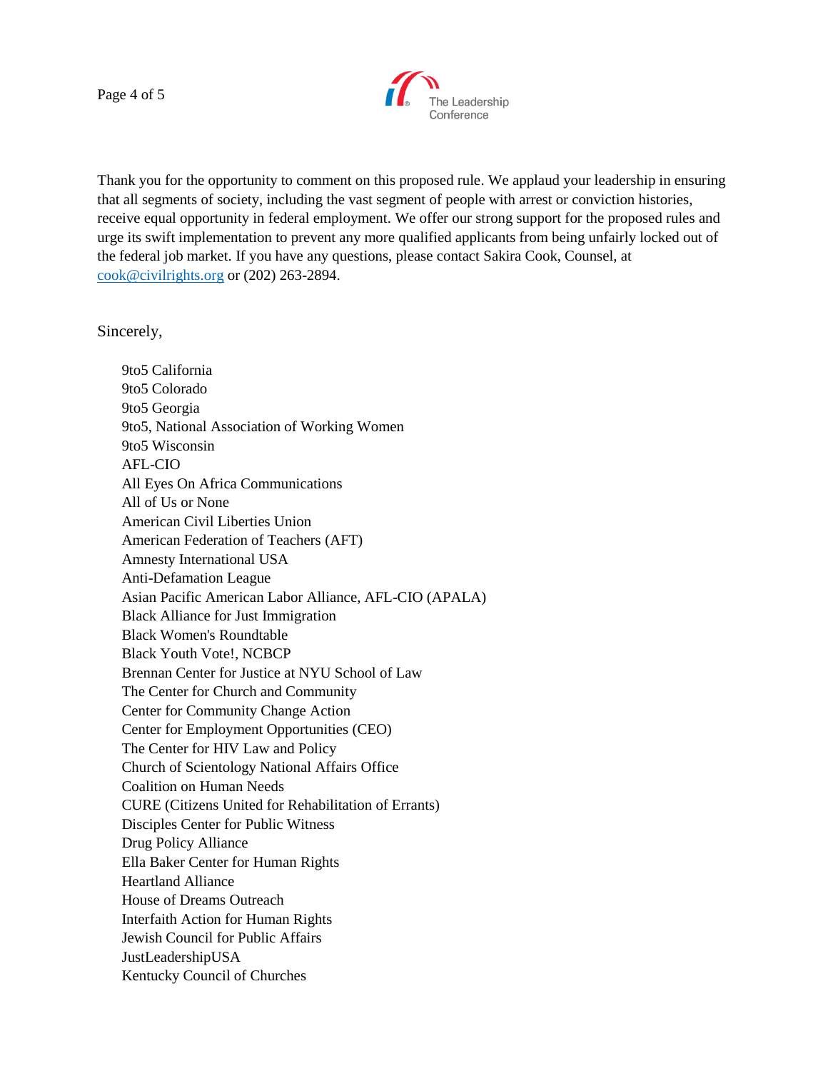Thank you for the opportunity to comment on this proposed rule. We applaud your leadership in ensuring that all segments of society, including the vast segment of people with arrest or conviction histories, receive equal opportunity in federal employment. We offer our strong support for the proposed rules and urge its swift implementation to prevent any more qualified applicants from being unfairly locked out of the federal job market. If you have any questions, please contact Sakira Cook, Counsel, at cook@civilrights.org or (202) 263-2894.

Sincerely,

9to5 California  
9to5 Colorado  
9to5 Georgia  
9to5, National Association of Working Women  
9to5 Wisconsin  
AFL-CIO  
All Eyes On Africa Communications  
All of Us or None  
American Civil Liberties Union  
American Federation of Teachers (AFT)  
Amnesty International USA  
Anti-Defamation League  
Asian Pacific American Labor Alliance, AFL-CIO (APALA)  
Black Alliance for Just Immigration  
Black Women's Roundtable  
Black Youth Vote!, NCBCP  
Brennan Center for Justice at NYU School of Law  
The Center for Church and Community  
Center for Community Change Action  
Center for Employment Opportunities (CEO)  
The Center for HIV Law and Policy  
Church of Scientology National Affairs Office  
Coalition on Human Needs  
CURE (Citizens United for Rehabilitation of Errants)  
Disciples Center for Public Witness  
Drug Policy Alliance  
Ella Baker Center for Human Rights  
Heartland Alliance  
House of Dreams Outreach  
Interfaith Action for Human Rights  
Jewish Council for Public Affairs  
JustLeadershipUSA  
Kentucky Council of Churches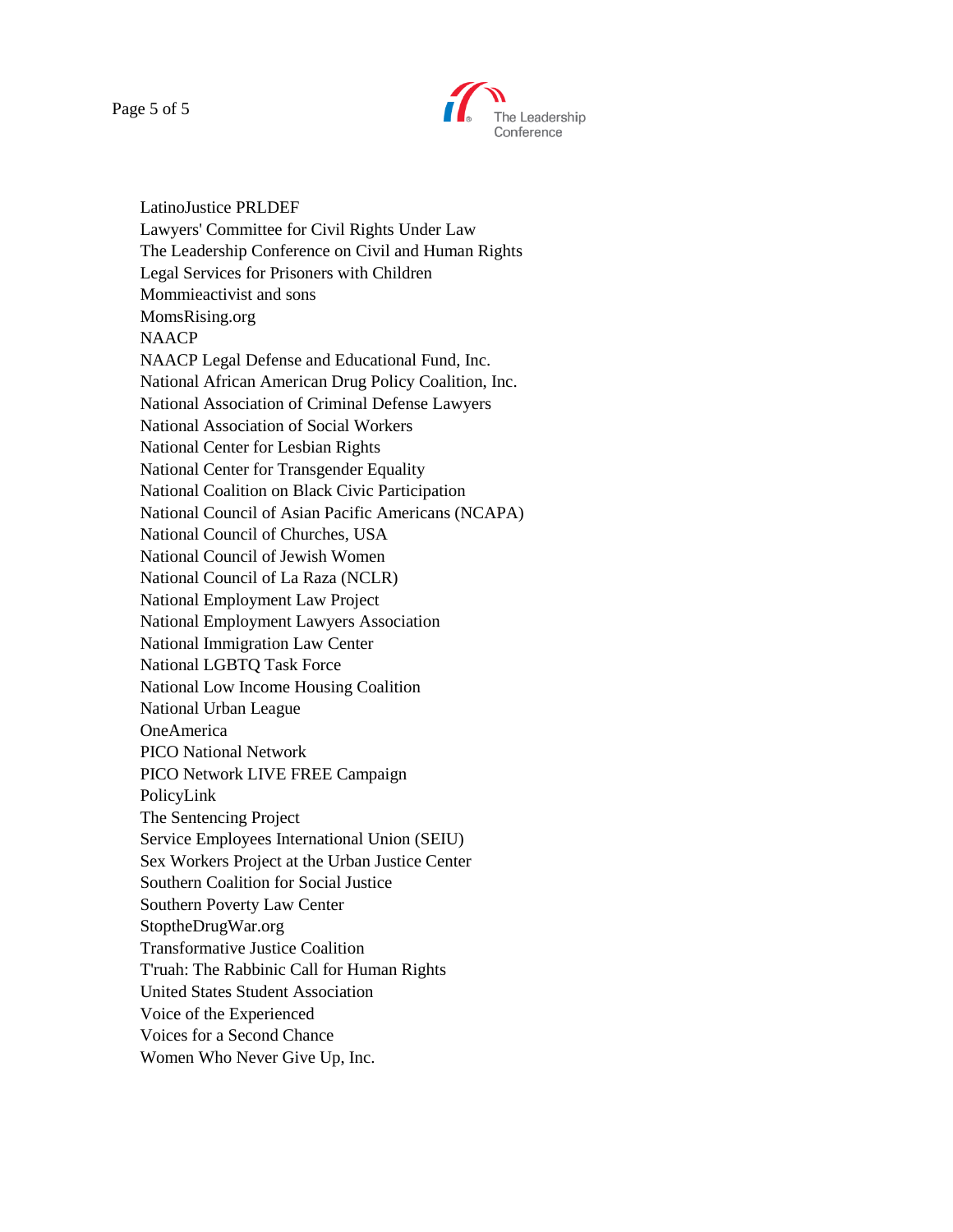LatinoJustice PRLDEF
Lawyers' Committee for Civil Rights Under Law
The Leadership Conference on Civil and Human Rights
Legal Services for Prisoners with Children
Mommieactivist and sons
MomsRising.org
NAACP
NAACP Legal Defense and Educational Fund, Inc.
National African American Drug Policy Coalition, Inc.
National Association of Criminal Defense Lawyers
National Association of Social Workers
National Center for Lesbian Rights
National Center for Transgender Equality
National Coalition on Black Civic Participation
National Council of Asian Pacific Americans (NCAPA)
National Council of Churches, USA
National Council of Jewish Women
National Council of La Raza (NCLR)
National Employment Law Project
National Employment Lawyers Association
National Immigration Law Center
National LGBTQ Task Force
National Low Income Housing Coalition
National Urban League
OneAmerica
PICO National Network
PICO Network LIVE FREE Campaign
PolicyLink
The Sentencing Project
Service Employees International Union (SEIU)
Sex Workers Project at the Urban Justice Center
Southern Coalition for Social Justice
Southern Poverty Law Center
StoptheDrugWar.org
Transformative Justice Coalition
T'ruah: The Rabbinic Call for Human Rights
United States Student Association
Voice of the Experienced
Voices for a Second Chance
Women Who Never Give Up, Inc.